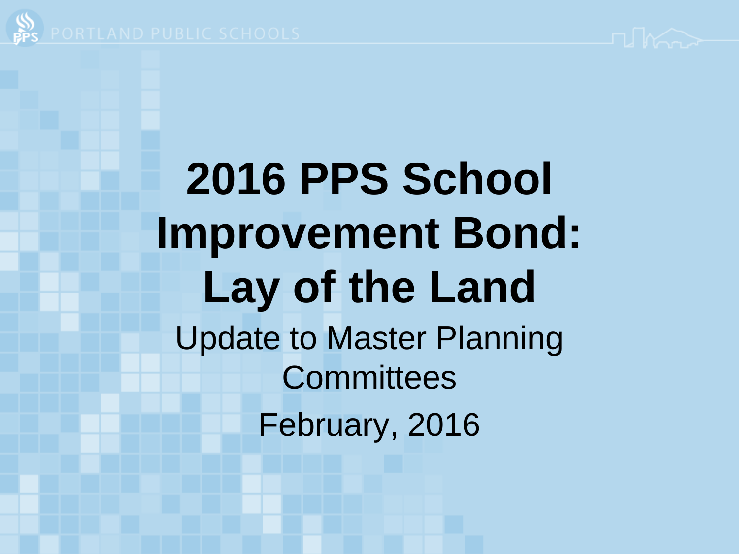# 2016 PPS School Improvement Bond: Lay of the Land

Update to Master Planning Committees

February, 2016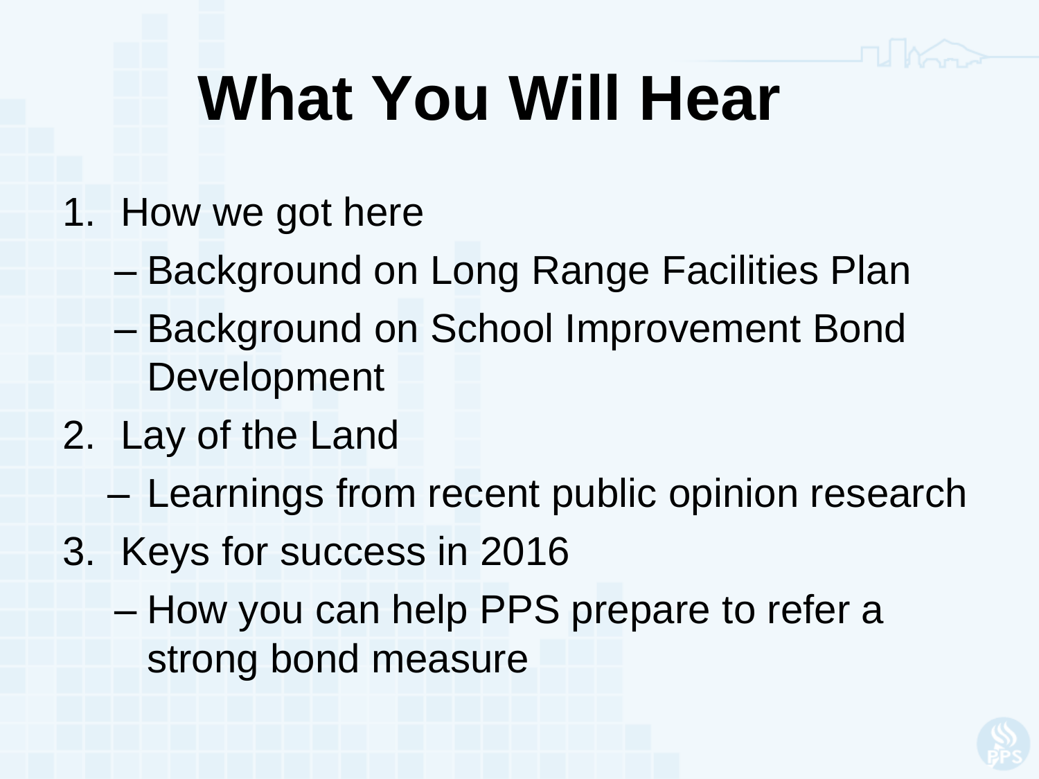# What You Will Hear

1. How we got here
   - Background on Long Range Facilities Plan
   - Background on School Improvement Bond Development
2. Lay of the Land
   - Learnings from recent public opinion research
3. Keys for success in 2016
   - How you can help PPS prepare to refer a strong bond measure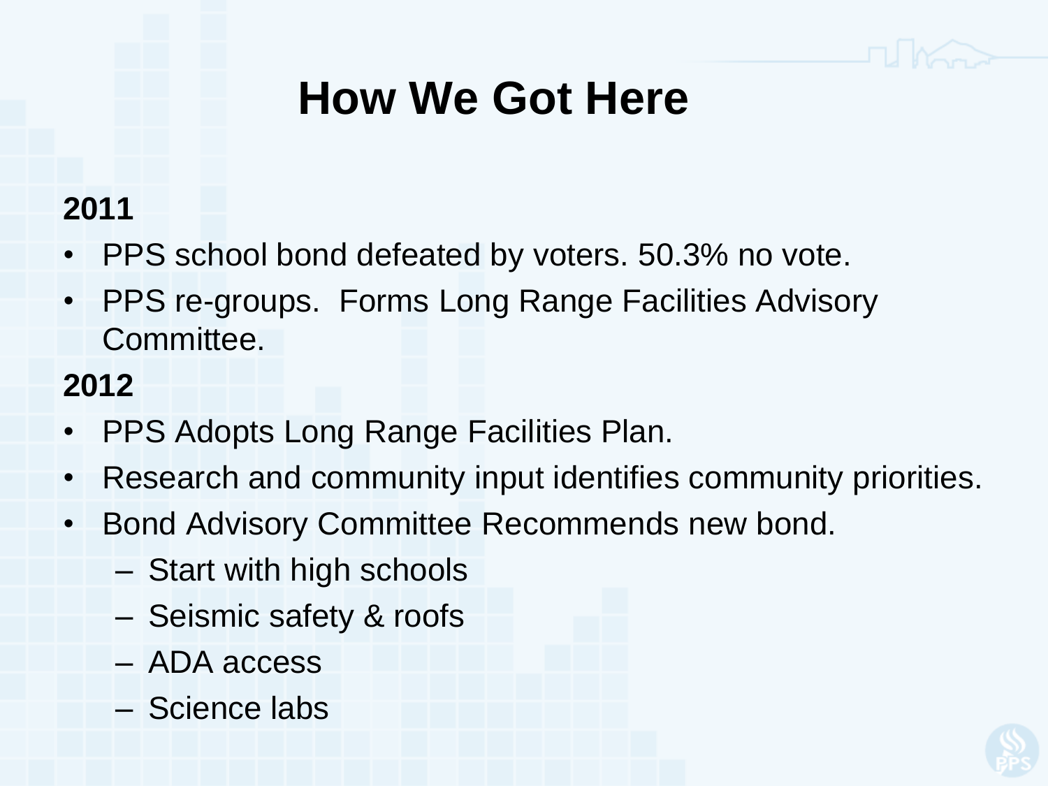# How We Got Here

**2011**

- PPS school bond defeated by voters. 50.3% no vote.
- PPS re-groups. Forms Long Range Facilities Advisory Committee.

**2012**

- PPS Adopts Long Range Facilities Plan.
- Research and community input identifies community priorities.
- Bond Advisory Committee Recommends new bond.
  - Start with high schools
  - Seismic safety & roofs
  - ADA access
  - Science labs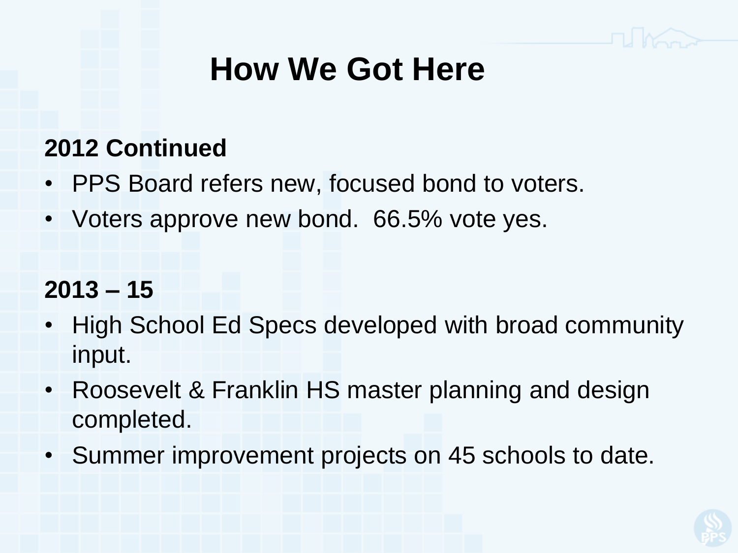# How We Got Here

**2012 Continued**

- PPS Board refers new, focused bond to voters.
- Voters approve new bond. 66.5% vote yes.

**2013 – 15**

- High School Ed Specs developed with broad community input.
- Roosevelt & Franklin HS master planning and design completed.
- Summer improvement projects on 45 schools to date.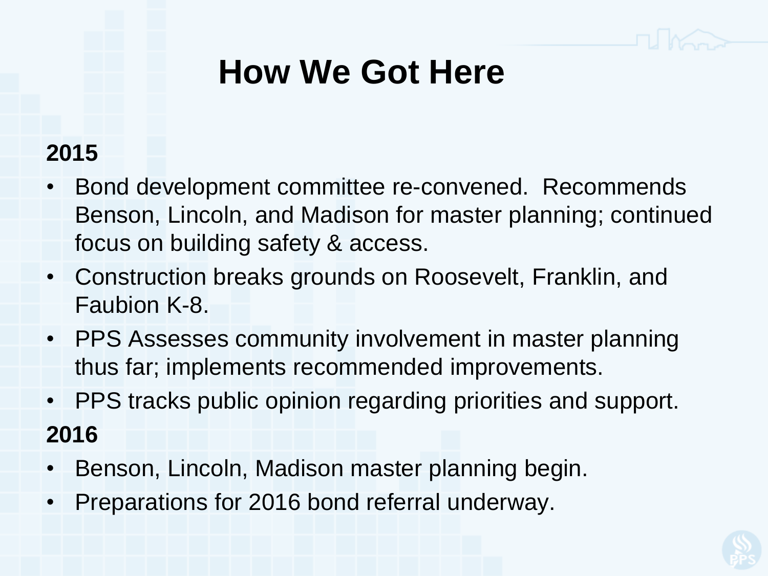# How We Got Here

**2015**

- Bond development committee re-convened.  Recommends Benson, Lincoln, and Madison for master planning; continued focus on building safety & access.
- Construction breaks grounds on Roosevelt, Franklin, and Faubion K-8.
- PPS Assesses community involvement in master planning thus far; implements recommended improvements.
- PPS tracks public opinion regarding priorities and support.

**2016**

- Benson, Lincoln, Madison master planning begin.
- Preparations for 2016 bond referral underway.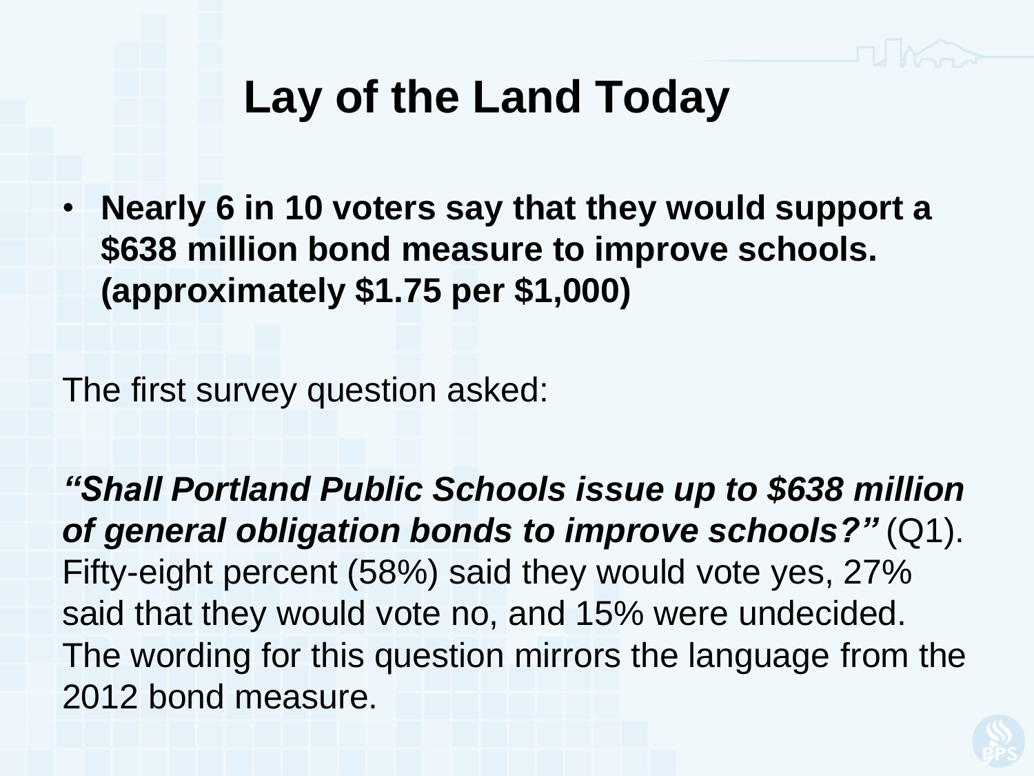# Lay of the Land Today

- **Nearly 6 in 10 voters say that they would support a $638 million bond measure to improve schools. (approximately $1.75 per $1,000)**

The first survey question asked:

***"Shall Portland Public Schools issue up to $638 million of general obligation bonds to improve schools?"*** (Q1). Fifty-eight percent (58%) said they would vote yes, 27% said that they would vote no, and 15% were undecided. The wording for this question mirrors the language from the 2012 bond measure.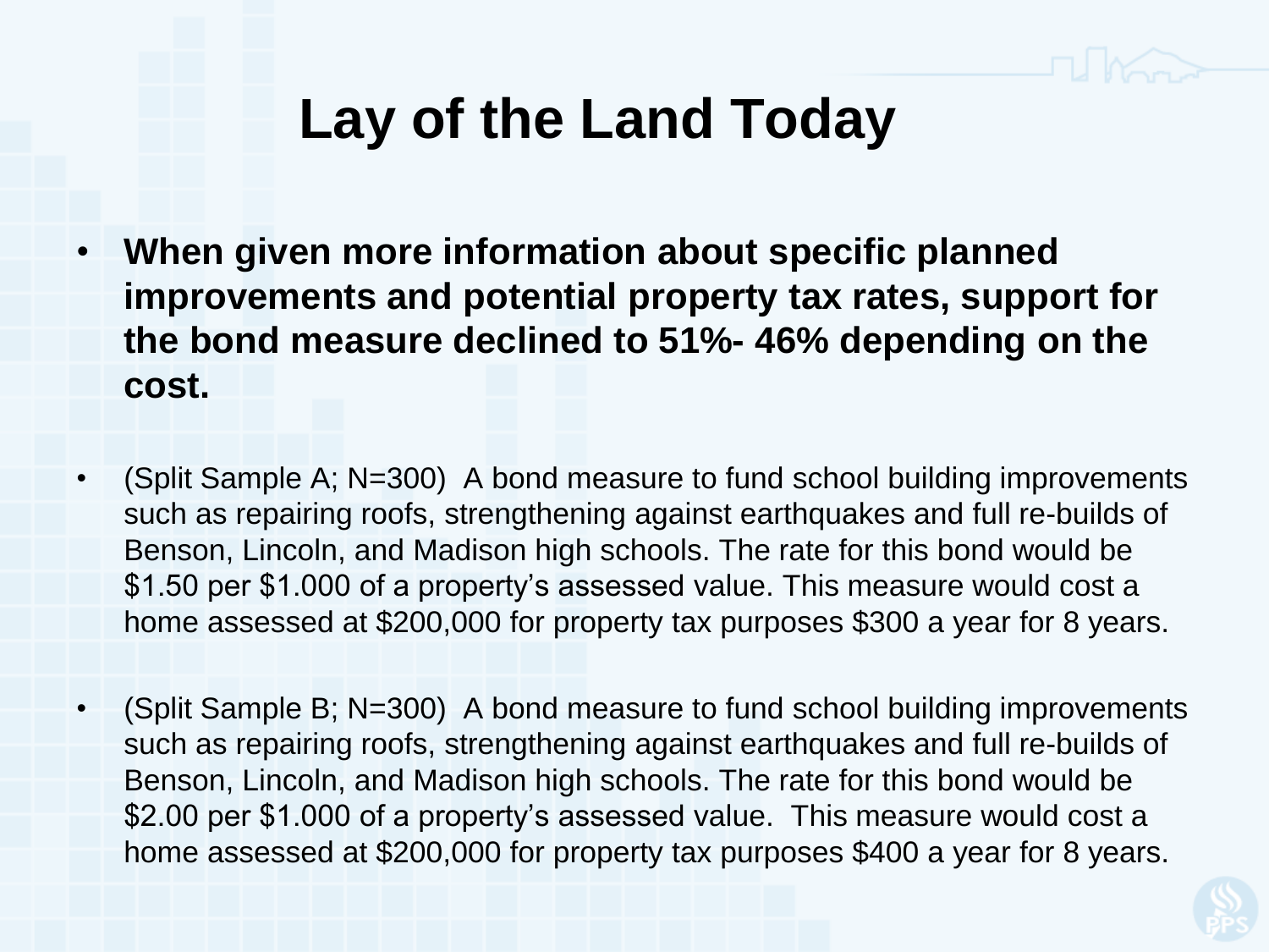# Lay of the Land Today

- **When given more information about specific planned improvements and potential property tax rates, support for the bond measure declined to 51%- 46% depending on the cost.**

- (Split Sample A; N=300) A bond measure to fund school building improvements such as repairing roofs, strengthening against earthquakes and full re-builds of Benson, Lincoln, and Madison high schools. The rate for this bond would be $1.50 per $1.000 of a property's assessed value. This measure would cost a home assessed at $200,000 for property tax purposes $300 a year for 8 years.

- (Split Sample B; N=300) A bond measure to fund school building improvements such as repairing roofs, strengthening against earthquakes and full re-builds of Benson, Lincoln, and Madison high schools. The rate for this bond would be $2.00 per $1.000 of a property's assessed value. This measure would cost a home assessed at $200,000 for property tax purposes $400 a year for 8 years.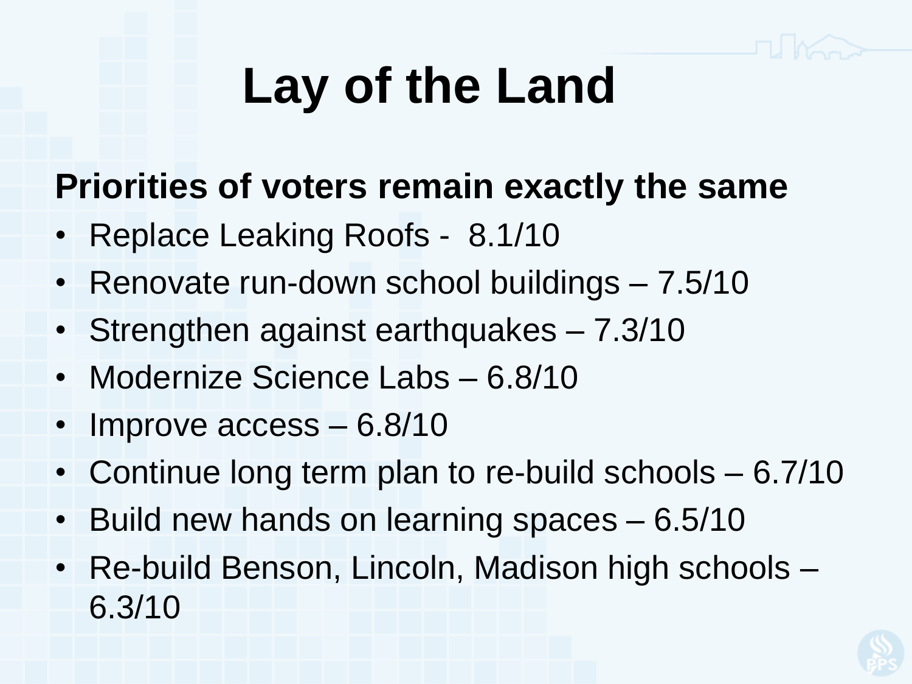# Lay of the Land

**Priorities of voters remain exactly the same**

- Replace Leaking Roofs - 8.1/10
- Renovate run-down school buildings – 7.5/10
- Strengthen against earthquakes – 7.3/10
- Modernize Science Labs – 6.8/10
- Improve access – 6.8/10
- Continue long term plan to re-build schools – 6.7/10
- Build new hands on learning spaces – 6.5/10
- Re-build Benson, Lincoln, Madison high schools – 6.3/10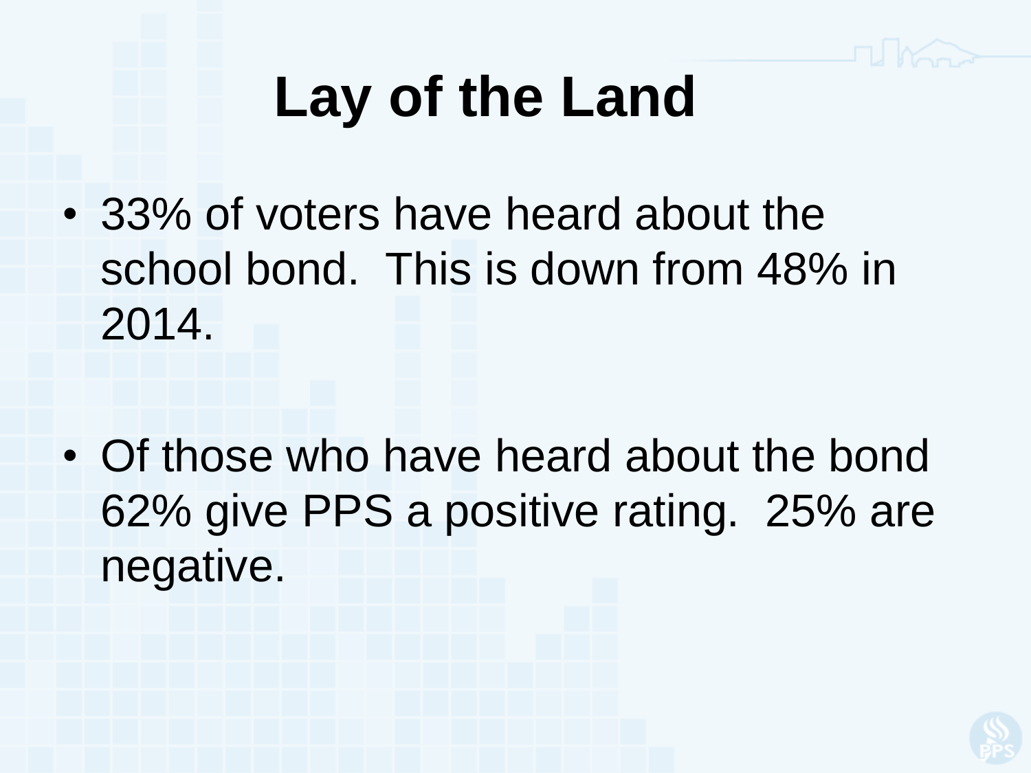# Lay of the Land

- 33% of voters have heard about the school bond. This is down from 48% in 2014.

- Of those who have heard about the bond 62% give PPS a positive rating. 25% are negative.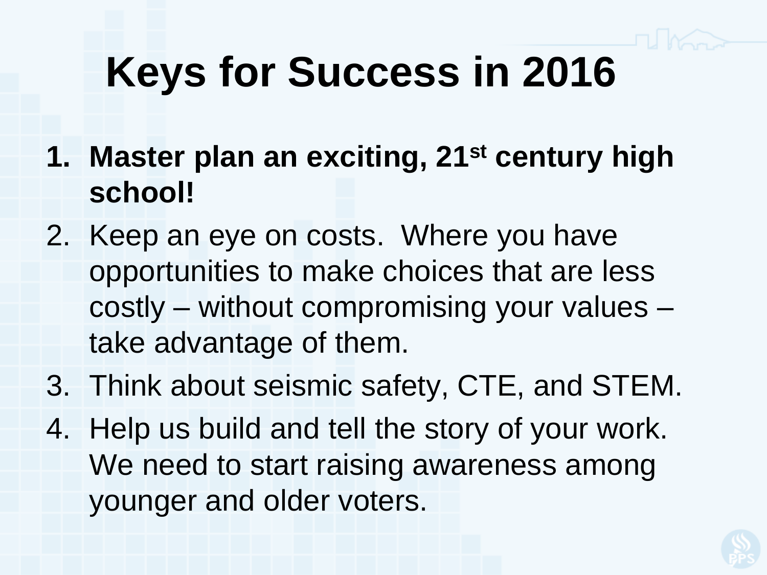# Keys for Success in 2016

1. **Master plan an exciting, 21st century high school!**
2. Keep an eye on costs. Where you have opportunities to make choices that are less costly – without compromising your values – take advantage of them.
3. Think about seismic safety, CTE, and STEM.
4. Help us build and tell the story of your work. We need to start raising awareness among younger and older voters.